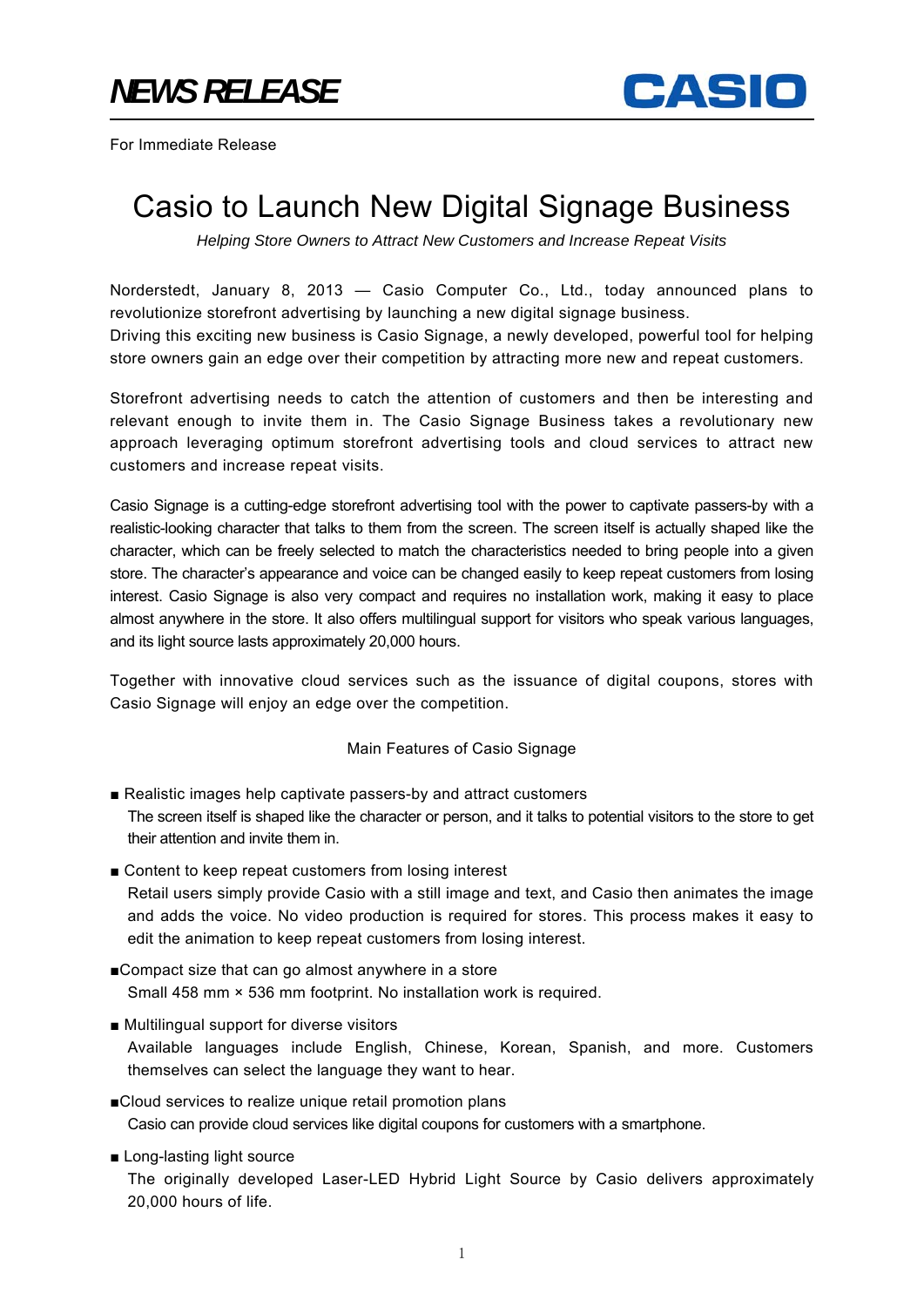# NEWS RELEASE

CASIO

For Immediate Release

# Casio to Launch New Digital Signage Business

*Helping Store Owners to Attract New Customers and Increase Repeat Visits*

Norderstedt, January 8, 2013 — Casio Computer Co., Ltd., today announced plans to revolutionize storefront advertising by launching a new digital signage business.
Driving this exciting new business is Casio Signage, a newly developed, powerful tool for helping store owners gain an edge over their competition by attracting more new and repeat customers.

Storefront advertising needs to catch the attention of customers and then be interesting and relevant enough to invite them in. The Casio Signage Business takes a revolutionary new approach leveraging optimum storefront advertising tools and cloud services to attract new customers and increase repeat visits.

Casio Signage is a cutting-edge storefront advertising tool with the power to captivate passers-by with a realistic-looking character that talks to them from the screen. The screen itself is actually shaped like the character, which can be freely selected to match the characteristics needed to bring people into a given store. The character's appearance and voice can be changed easily to keep repeat customers from losing interest. Casio Signage is also very compact and requires no installation work, making it easy to place almost anywhere in the store. It also offers multilingual support for visitors who speak various languages, and its light source lasts approximately 20,000 hours.

Together with innovative cloud services such as the issuance of digital coupons, stores with Casio Signage will enjoy an edge over the competition.

Main Features of Casio Signage

- ■ Realistic images help captivate passers-by and attract customers
  The screen itself is shaped like the character or person, and it talks to potential visitors to the store to get their attention and invite them in.
- ■ Content to keep repeat customers from losing interest
  Retail users simply provide Casio with a still image and text, and Casio then animates the image and adds the voice. No video production is required for stores. This process makes it easy to edit the animation to keep repeat customers from losing interest.
- ■Compact size that can go almost anywhere in a store
  Small 458 mm × 536 mm footprint. No installation work is required.
- ■ Multilingual support for diverse visitors
  Available languages include English, Chinese, Korean, Spanish, and more. Customers themselves can select the language they want to hear.
- ■Cloud services to realize unique retail promotion plans
  Casio can provide cloud services like digital coupons for customers with a smartphone.
- ■ Long-lasting light source
  The originally developed Laser-LED Hybrid Light Source by Casio delivers approximately 20,000 hours of life.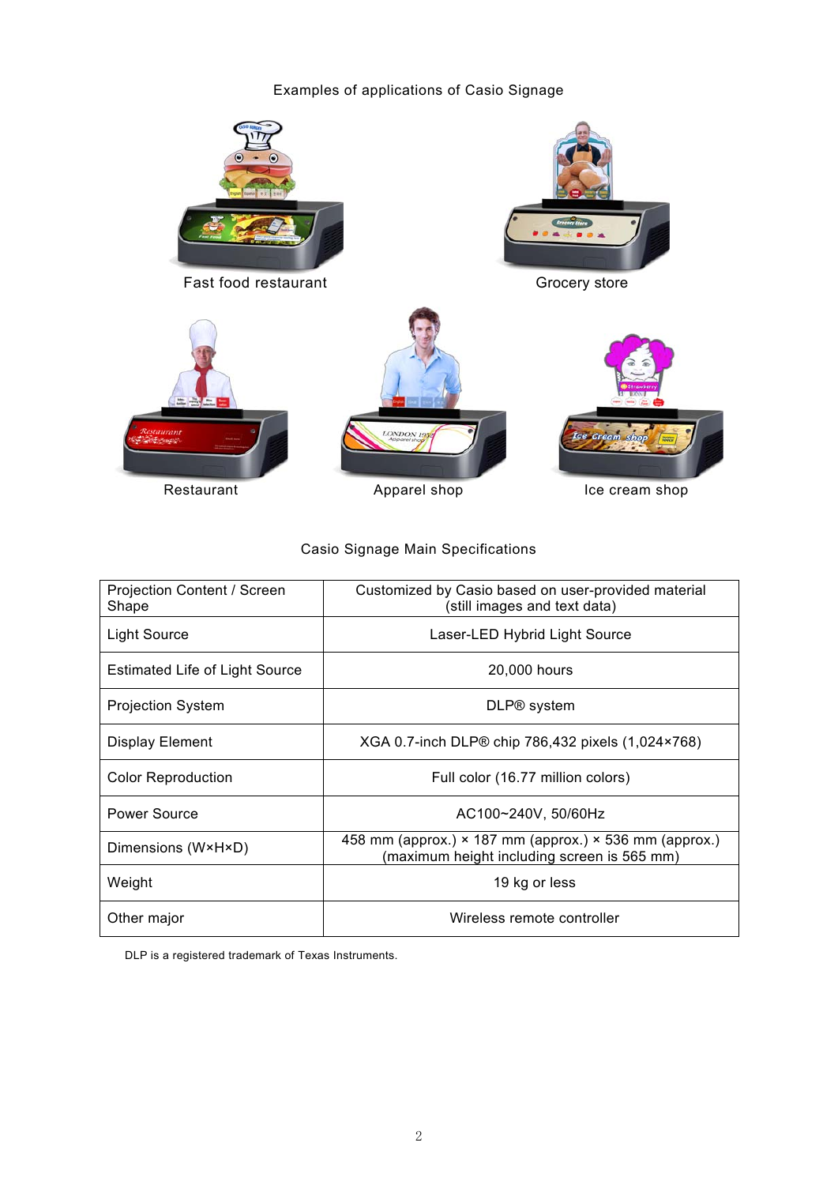Examples of applications of Casio Signage

Fast food restaurant

Grocery store

Restaurant

Apparel shop

Ice cream shop

Casio Signage Main Specifications

| | |
|---|---|
| Projection Content / Screen Shape | Customized by Casio based on user-provided material (still images and text data) |
| Light Source | Laser-LED Hybrid Light Source |
| Estimated Life of Light Source | 20,000 hours |
| Projection System | DLP® system |
| Display Element | XGA 0.7-inch DLP® chip 786,432 pixels (1,024×768) |
| Color Reproduction | Full color (16.77 million colors) |
| Power Source | AC100~240V, 50/60Hz |
| Dimensions (W×H×D) | 458 mm (approx.) × 187 mm (approx.) × 536 mm (approx.) (maximum height including screen is 565 mm) |
| Weight | 19 kg or less |
| Other major | Wireless remote controller |

DLP is a registered trademark of Texas Instruments.